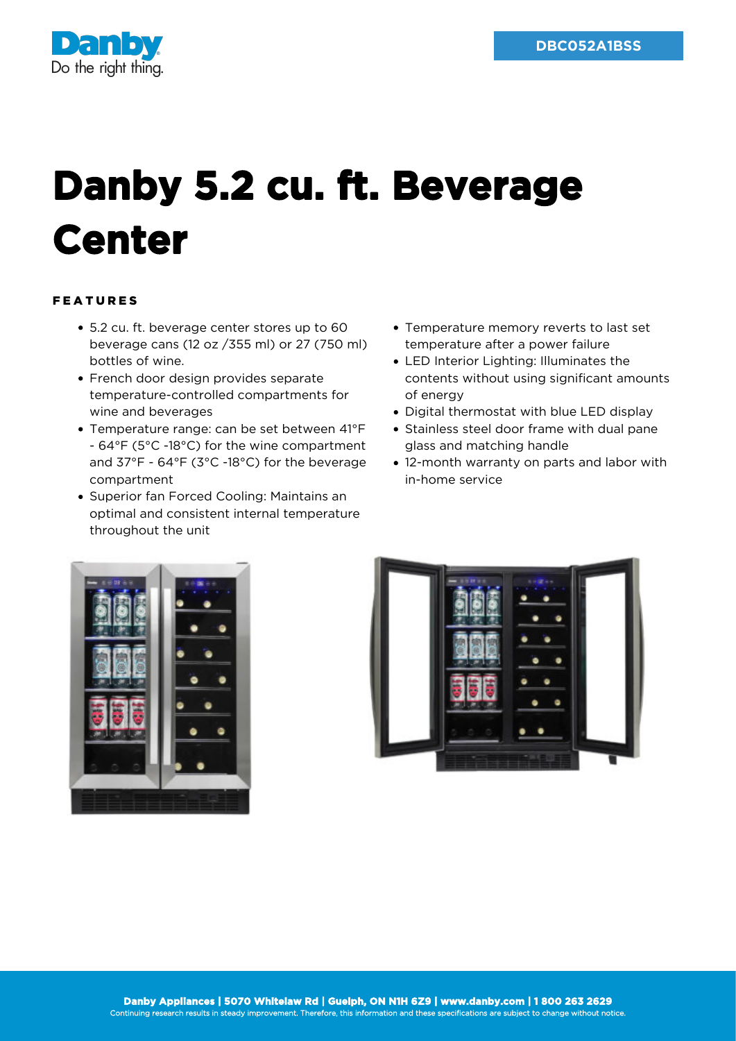DBC052A1BSS

# Danby 5.2 cu. ft. Beverage Center

## FEATURES

- 5.2 cu. ft. beverage center stores up to 60 beverage cans (12 oz /355 ml) or 27 (750 ml) bottles of wine.
- French door design provides separate temperature-controlled compartments for wine and beverages
- Temperature range: can be set between 41°F - 64°F (5°C -18°C) for the wine compartment and 37°F - 64°F (3°C -18°C) for the beverage compartment
- Superior fan Forced Cooling: Maintains an optimal and consistent internal temperature throughout the unit
- Temperature memory reverts to last set temperature after a power failure
- LED Interior Lighting: Illuminates the contents without using significant amounts of energy
- Digital thermostat with blue LED display
- Stainless steel door frame with dual pane glass and matching handle
- 12-month warranty on parts and labor with in-home service

**Danby Appliances | 5070 Whitelaw Rd | Guelph, ON N1H 6Z9 | www.danby.com | 1 800 263 2629**

Continuing research results in steady improvement. Therefore, this information and these specifications are subject to change without notice.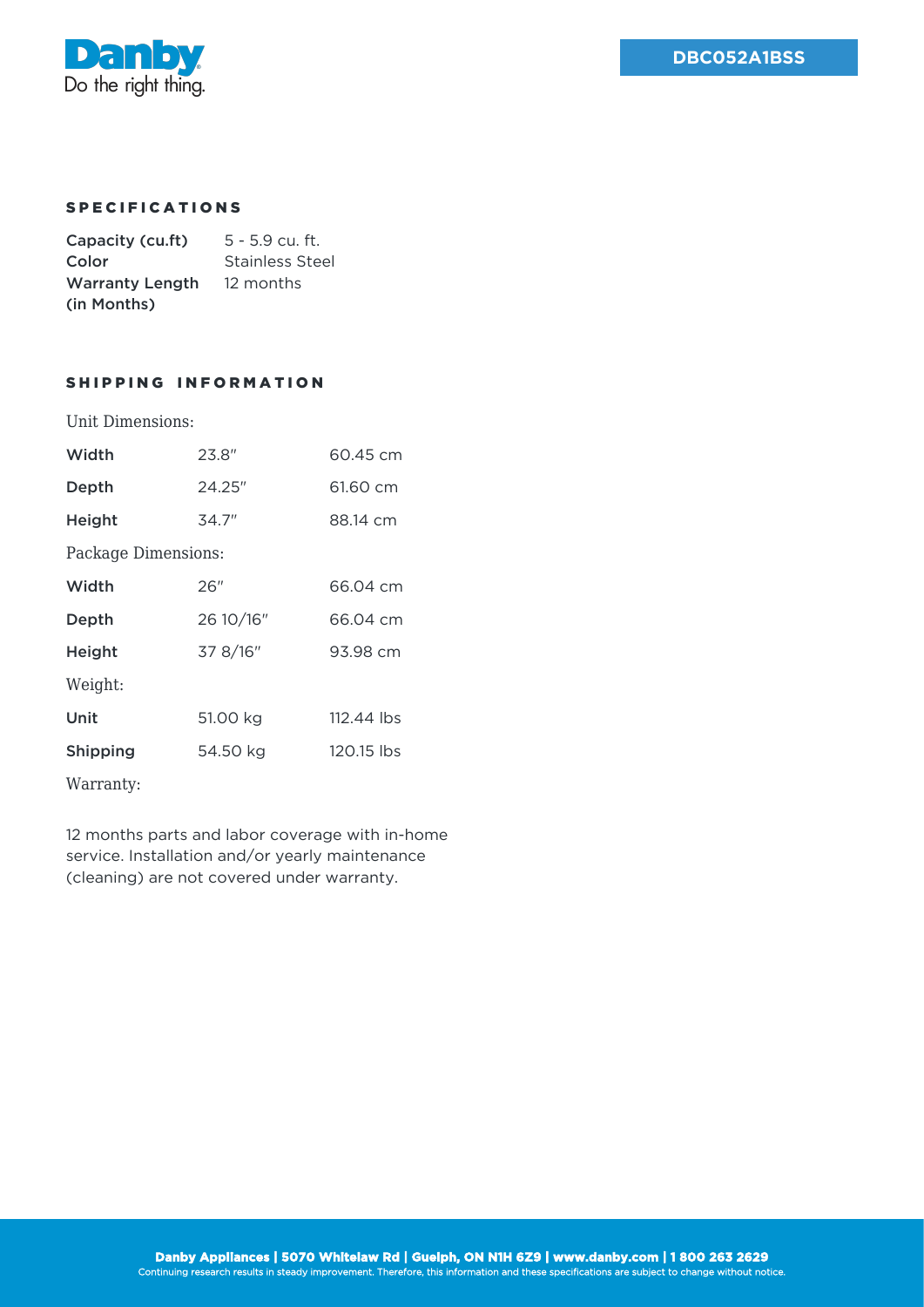Danby
Do the right thing.

DBC052A1BSS

## SPECIFICATIONS

| | |
|---|---|
| **Capacity (cu.ft)** | 5 - 5.9 cu. ft. |
| **Color** | Stainless Steel |
| **Warranty Length (in Months)** | 12 months |

## SHIPPING INFORMATION

| | | |
|---|---|---|
| Unit Dimensions: | | |
| **Width** | 23.8" | 60.45 cm |
| **Depth** | 24.25" | 61.60 cm |
| **Height** | 34.7" | 88.14 cm |
| Package Dimensions: | | |
| **Width** | 26" | 66.04 cm |
| **Depth** | 26 10/16" | 66.04 cm |
| **Height** | 37 8/16" | 93.98 cm |
| Weight: | | |
| **Unit** | 51.00 kg | 112.44 lbs |
| **Shipping** | 54.50 kg | 120.15 lbs |

Warranty:

12 months parts and labor coverage with in-home service. Installation and/or yearly maintenance (cleaning) are not covered under warranty.

**Danby Appliances | 5070 Whitelaw Rd | Guelph, ON N1H 6Z9 | www.danby.com | 1 800 263 2629**
Continuing research results in steady improvement. Therefore, this information and these specifications are subject to change without notice.